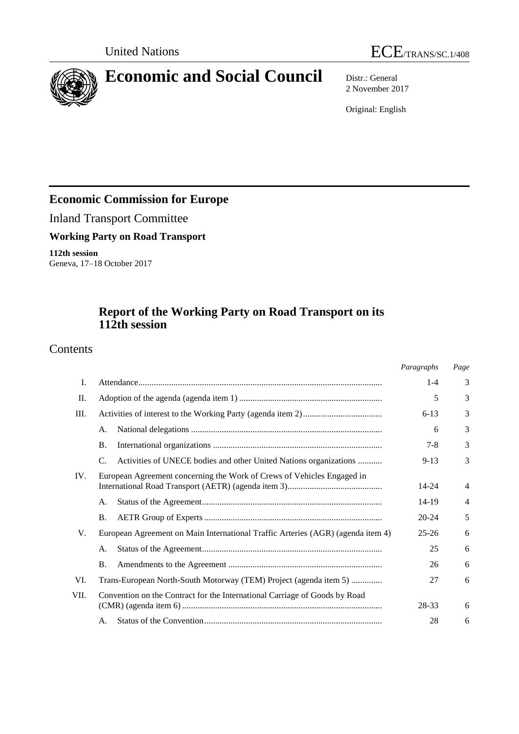United Nations ECE/TRANS/SC.1/408

# Economic and Social Council

Distr.: General
2 November 2017

Original: English

## Economic Commission for Europe

Inland Transport Committee

**Working Party on Road Transport**

**112th session**
Geneva, 17–18 October 2017

## Report of the Working Party on Road Transport on its 112th session

# Contents

| | | | *Paragraphs* | *Page* |
|---|---|---|---|---|
| I. | Attendance | | 1-4 | 3 |
| II. | Adoption of the agenda (agenda item 1) | | 5 | 3 |
| III. | Activities of interest to the Working Party (agenda item 2) | | 6-13 | 3 |
| | A. | National delegations | 6 | 3 |
| | B. | International organizations | 7-8 | 3 |
| | C. | Activities of UNECE bodies and other United Nations organizations | 9-13 | 3 |
| IV. | European Agreement concerning the Work of Crews of Vehicles Engaged in International Road Transport (AETR) (agenda item 3) | | 14-24 | 4 |
| | A. | Status of the Agreement | 14-19 | 4 |
| | B. | AETR Group of Experts | 20-24 | 5 |
| V. | European Agreement on Main International Traffic Arteries (AGR) (agenda item 4) | | 25-26 | 6 |
| | A. | Status of the Agreement | 25 | 6 |
| | B. | Amendments to the Agreement | 26 | 6 |
| VI. | Trans-European North-South Motorway (TEM) Project (agenda item 5) | | 27 | 6 |
| VII. | Convention on the Contract for the International Carriage of Goods by Road (CMR) (agenda item 6) | | 28-33 | 6 |
| | A. | Status of the Convention | 28 | 6 |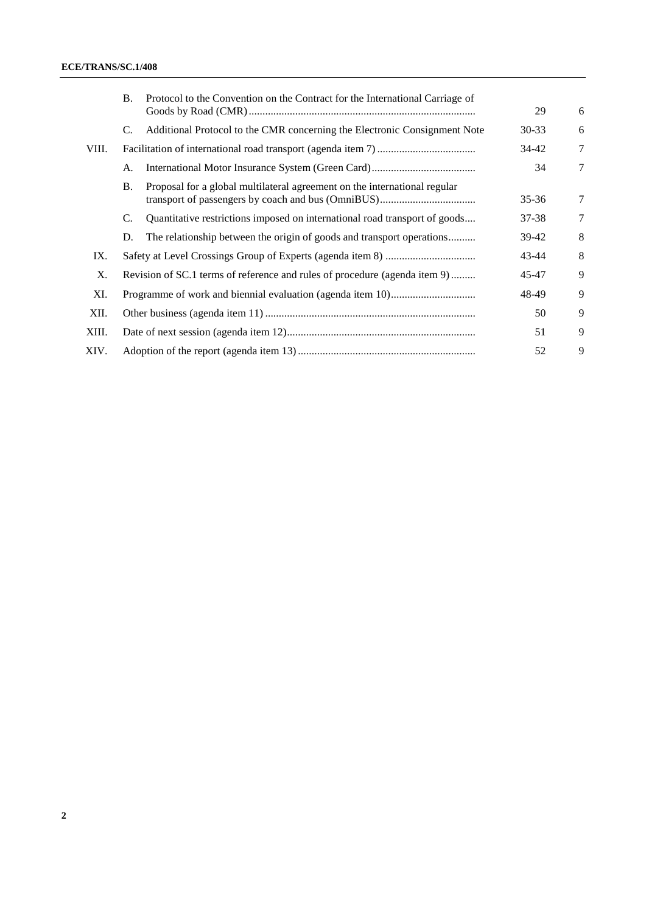| | | | Paragraphs | Page |
|---|---|---|---|---|
| | B. | Protocol to the Convention on the Contract for the International Carriage of Goods by Road (CMR) | 29 | 6 |
| | C. | Additional Protocol to the CMR concerning the Electronic Consignment Note | 30-33 | 6 |
| VIII. | | Facilitation of international road transport (agenda item 7) | 34-42 | 7 |
| | A. | International Motor Insurance System (Green Card) | 34 | 7 |
| | B. | Proposal for a global multilateral agreement on the international regular transport of passengers by coach and bus (OmniBUS) | 35-36 | 7 |
| | C. | Quantitative restrictions imposed on international road transport of goods | 37-38 | 7 |
| | D. | The relationship between the origin of goods and transport operations | 39-42 | 8 |
| IX. | | Safety at Level Crossings Group of Experts (agenda item 8) | 43-44 | 8 |
| X. | | Revision of SC.1 terms of reference and rules of procedure (agenda item 9) | 45-47 | 9 |
| XI. | | Programme of work and biennial evaluation (agenda item 10) | 48-49 | 9 |
| XII. | | Other business (agenda item 11) | 50 | 9 |
| XIII. | | Date of next session (agenda item 12) | 51 | 9 |
| XIV. | | Adoption of the report (agenda item 13) | 52 | 9 |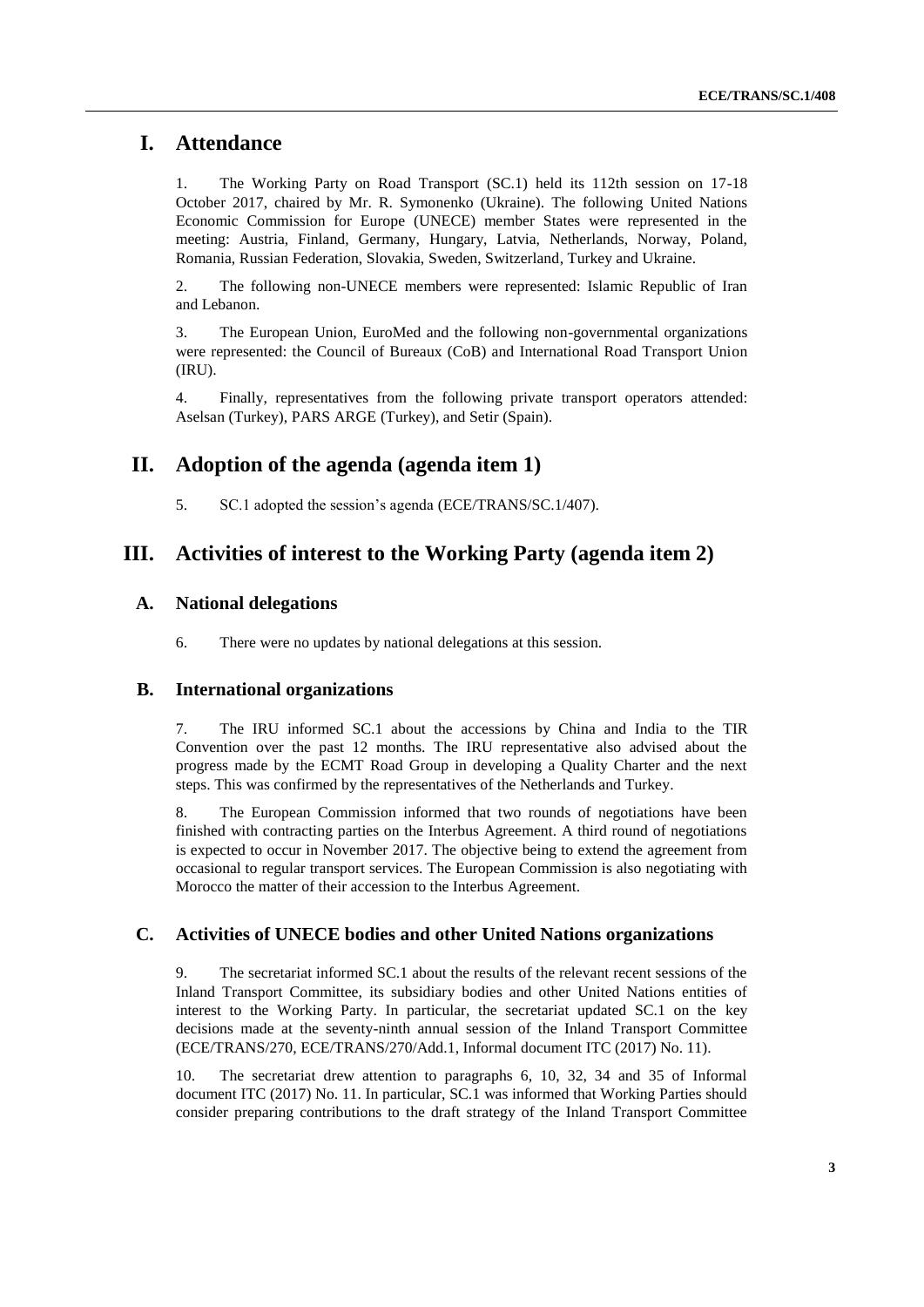# I. Attendance

1. The Working Party on Road Transport (SC.1) held its 112th session on 17-18 October 2017, chaired by Mr. R. Symonenko (Ukraine). The following United Nations Economic Commission for Europe (UNECE) member States were represented in the meeting: Austria, Finland, Germany, Hungary, Latvia, Netherlands, Norway, Poland, Romania, Russian Federation, Slovakia, Sweden, Switzerland, Turkey and Ukraine.

2. The following non-UNECE members were represented: Islamic Republic of Iran and Lebanon.

3. The European Union, EuroMed and the following non-governmental organizations were represented: the Council of Bureaux (CoB) and International Road Transport Union (IRU).

4. Finally, representatives from the following private transport operators attended: Aselsan (Turkey), PARS ARGE (Turkey), and Setir (Spain).

# II. Adoption of the agenda (agenda item 1)

5. SC.1 adopted the session's agenda (ECE/TRANS/SC.1/407).

# III. Activities of interest to the Working Party (agenda item 2)

## A. National delegations

6. There were no updates by national delegations at this session.

## B. International organizations

7. The IRU informed SC.1 about the accessions by China and India to the TIR Convention over the past 12 months. The IRU representative also advised about the progress made by the ECMT Road Group in developing a Quality Charter and the next steps. This was confirmed by the representatives of the Netherlands and Turkey.

8. The European Commission informed that two rounds of negotiations have been finished with contracting parties on the Interbus Agreement. A third round of negotiations is expected to occur in November 2017. The objective being to extend the agreement from occasional to regular transport services. The European Commission is also negotiating with Morocco the matter of their accession to the Interbus Agreement.

## C. Activities of UNECE bodies and other United Nations organizations

9. The secretariat informed SC.1 about the results of the relevant recent sessions of the Inland Transport Committee, its subsidiary bodies and other United Nations entities of interest to the Working Party. In particular, the secretariat updated SC.1 on the key decisions made at the seventy-ninth annual session of the Inland Transport Committee (ECE/TRANS/270, ECE/TRANS/270/Add.1, Informal document ITC (2017) No. 11).

10. The secretariat drew attention to paragraphs 6, 10, 32, 34 and 35 of Informal document ITC (2017) No. 11. In particular, SC.1 was informed that Working Parties should consider preparing contributions to the draft strategy of the Inland Transport Committee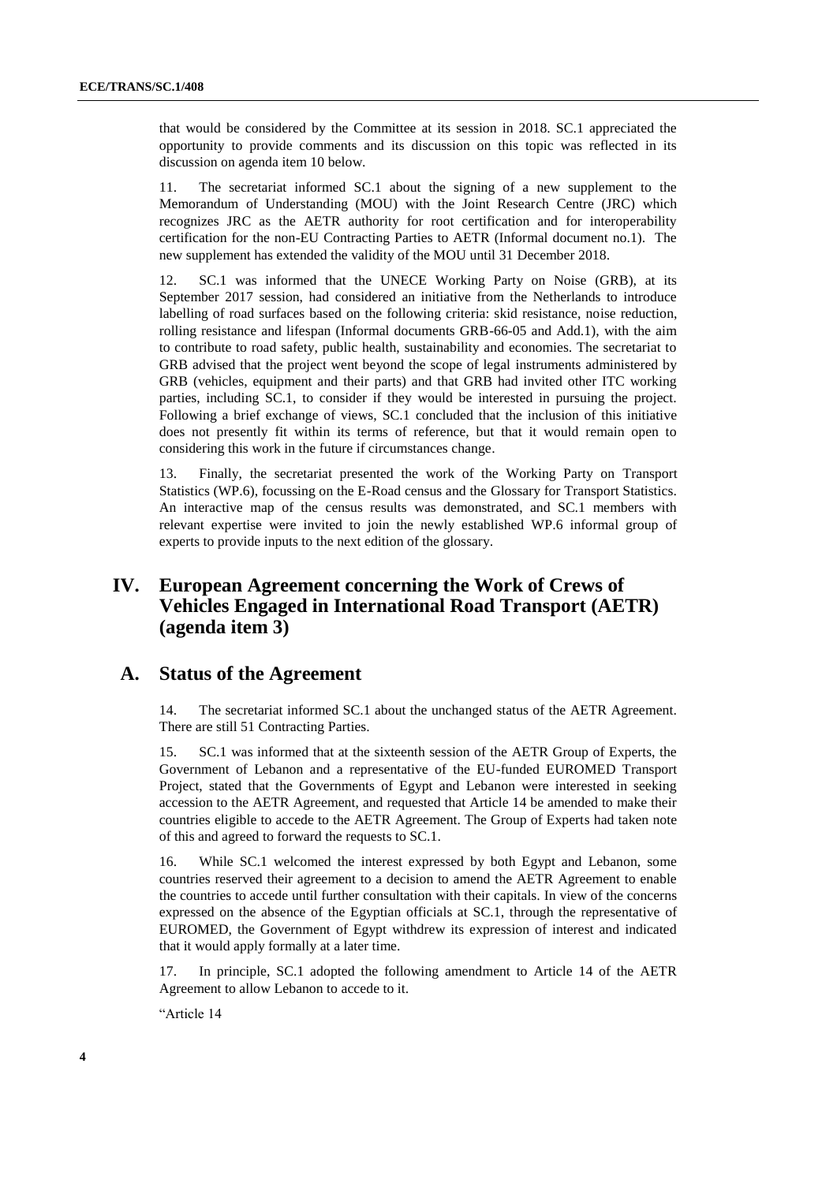that would be considered by the Committee at its session in 2018. SC.1 appreciated the opportunity to provide comments and its discussion on this topic was reflected in its discussion on agenda item 10 below.

11. The secretariat informed SC.1 about the signing of a new supplement to the Memorandum of Understanding (MOU) with the Joint Research Centre (JRC) which recognizes JRC as the AETR authority for root certification and for interoperability certification for the non-EU Contracting Parties to AETR (Informal document no.1). The new supplement has extended the validity of the MOU until 31 December 2018.

12. SC.1 was informed that the UNECE Working Party on Noise (GRB), at its September 2017 session, had considered an initiative from the Netherlands to introduce labelling of road surfaces based on the following criteria: skid resistance, noise reduction, rolling resistance and lifespan (Informal documents GRB-66-05 and Add.1), with the aim to contribute to road safety, public health, sustainability and economies. The secretariat to GRB advised that the project went beyond the scope of legal instruments administered by GRB (vehicles, equipment and their parts) and that GRB had invited other ITC working parties, including SC.1, to consider if they would be interested in pursuing the project. Following a brief exchange of views, SC.1 concluded that the inclusion of this initiative does not presently fit within its terms of reference, but that it would remain open to considering this work in the future if circumstances change.

13. Finally, the secretariat presented the work of the Working Party on Transport Statistics (WP.6), focussing on the E-Road census and the Glossary for Transport Statistics. An interactive map of the census results was demonstrated, and SC.1 members with relevant expertise were invited to join the newly established WP.6 informal group of experts to provide inputs to the next edition of the glossary.

## IV. European Agreement concerning the Work of Crews of Vehicles Engaged in International Road Transport (AETR) (agenda item 3)

### A. Status of the Agreement

14. The secretariat informed SC.1 about the unchanged status of the AETR Agreement. There are still 51 Contracting Parties.

15. SC.1 was informed that at the sixteenth session of the AETR Group of Experts, the Government of Lebanon and a representative of the EU-funded EUROMED Transport Project, stated that the Governments of Egypt and Lebanon were interested in seeking accession to the AETR Agreement, and requested that Article 14 be amended to make their countries eligible to accede to the AETR Agreement. The Group of Experts had taken note of this and agreed to forward the requests to SC.1.

16. While SC.1 welcomed the interest expressed by both Egypt and Lebanon, some countries reserved their agreement to a decision to amend the AETR Agreement to enable the countries to accede until further consultation with their capitals. In view of the concerns expressed on the absence of the Egyptian officials at SC.1, through the representative of EUROMED, the Government of Egypt withdrew its expression of interest and indicated that it would apply formally at a later time.

17. In principle, SC.1 adopted the following amendment to Article 14 of the AETR Agreement to allow Lebanon to accede to it.

"Article 14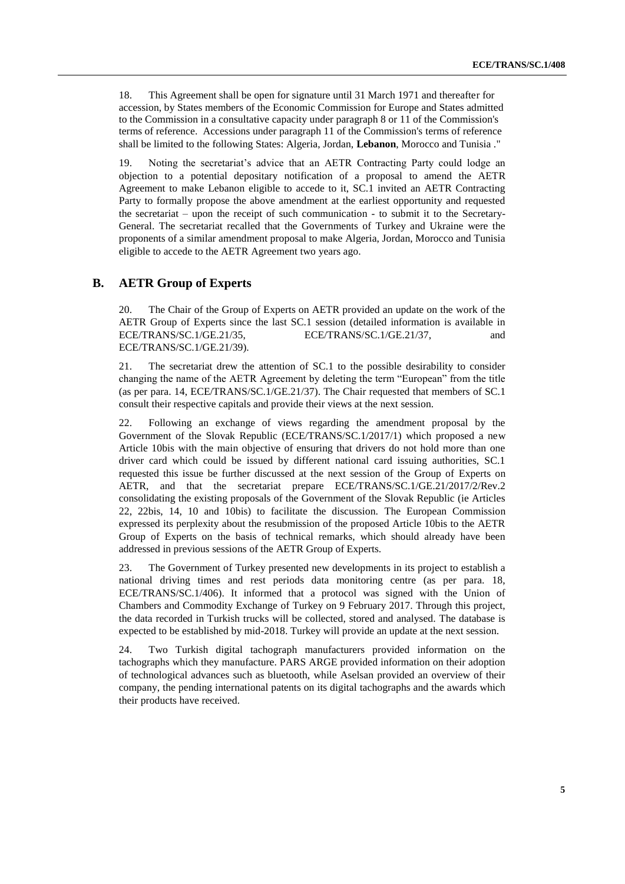18. This Agreement shall be open for signature until 31 March 1971 and thereafter for accession, by States members of the Economic Commission for Europe and States admitted to the Commission in a consultative capacity under paragraph 8 or 11 of the Commission's terms of reference. Accessions under paragraph 11 of the Commission's terms of reference shall be limited to the following States: Algeria, Jordan, **Lebanon**, Morocco and Tunisia ."

19. Noting the secretariat's advice that an AETR Contracting Party could lodge an objection to a potential depositary notification of a proposal to amend the AETR Agreement to make Lebanon eligible to accede to it, SC.1 invited an AETR Contracting Party to formally propose the above amendment at the earliest opportunity and requested the secretariat – upon the receipt of such communication - to submit it to the Secretary-General. The secretariat recalled that the Governments of Turkey and Ukraine were the proponents of a similar amendment proposal to make Algeria, Jordan, Morocco and Tunisia eligible to accede to the AETR Agreement two years ago.

## B. AETR Group of Experts

20. The Chair of the Group of Experts on AETR provided an update on the work of the AETR Group of Experts since the last SC.1 session (detailed information is available in ECE/TRANS/SC.1/GE.21/35, ECE/TRANS/SC.1/GE.21/37, and ECE/TRANS/SC.1/GE.21/39).

21. The secretariat drew the attention of SC.1 to the possible desirability to consider changing the name of the AETR Agreement by deleting the term "European" from the title (as per para. 14, ECE/TRANS/SC.1/GE.21/37). The Chair requested that members of SC.1 consult their respective capitals and provide their views at the next session.

22. Following an exchange of views regarding the amendment proposal by the Government of the Slovak Republic (ECE/TRANS/SC.1/2017/1) which proposed a new Article 10bis with the main objective of ensuring that drivers do not hold more than one driver card which could be issued by different national card issuing authorities, SC.1 requested this issue be further discussed at the next session of the Group of Experts on AETR, and that the secretariat prepare ECE/TRANS/SC.1/GE.21/2017/2/Rev.2 consolidating the existing proposals of the Government of the Slovak Republic (ie Articles 22, 22bis, 14, 10 and 10bis) to facilitate the discussion. The European Commission expressed its perplexity about the resubmission of the proposed Article 10bis to the AETR Group of Experts on the basis of technical remarks, which should already have been addressed in previous sessions of the AETR Group of Experts.

23. The Government of Turkey presented new developments in its project to establish a national driving times and rest periods data monitoring centre (as per para. 18, ECE/TRANS/SC.1/406). It informed that a protocol was signed with the Union of Chambers and Commodity Exchange of Turkey on 9 February 2017. Through this project, the data recorded in Turkish trucks will be collected, stored and analysed. The database is expected to be established by mid-2018. Turkey will provide an update at the next session.

24. Two Turkish digital tachograph manufacturers provided information on the tachographs which they manufacture. PARS ARGE provided information on their adoption of technological advances such as bluetooth, while Aselsan provided an overview of their company, the pending international patents on its digital tachographs and the awards which their products have received.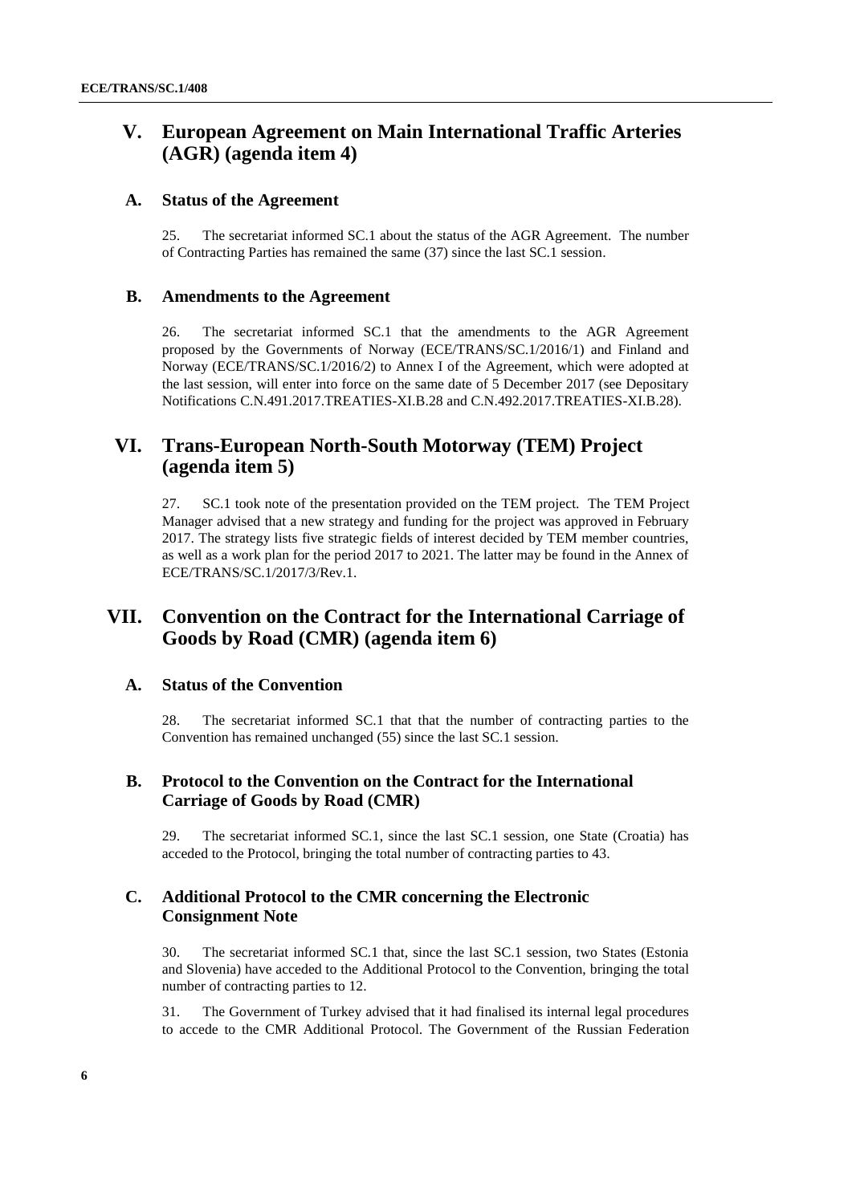## V. European Agreement on Main International Traffic Arteries (AGR) (agenda item 4)

### A. Status of the Agreement

25. The secretariat informed SC.1 about the status of the AGR Agreement. The number of Contracting Parties has remained the same (37) since the last SC.1 session.

### B. Amendments to the Agreement

26. The secretariat informed SC.1 that the amendments to the AGR Agreement proposed by the Governments of Norway (ECE/TRANS/SC.1/2016/1) and Finland and Norway (ECE/TRANS/SC.1/2016/2) to Annex I of the Agreement, which were adopted at the last session, will enter into force on the same date of 5 December 2017 (see Depositary Notifications C.N.491.2017.TREATIES-XI.B.28 and C.N.492.2017.TREATIES-XI.B.28).

## VI. Trans-European North-South Motorway (TEM) Project (agenda item 5)

27. SC.1 took note of the presentation provided on the TEM project. The TEM Project Manager advised that a new strategy and funding for the project was approved in February 2017. The strategy lists five strategic fields of interest decided by TEM member countries, as well as a work plan for the period 2017 to 2021. The latter may be found in the Annex of ECE/TRANS/SC.1/2017/3/Rev.1.

## VII. Convention on the Contract for the International Carriage of Goods by Road (CMR) (agenda item 6)

### A. Status of the Convention

28. The secretariat informed SC.1 that that the number of contracting parties to the Convention has remained unchanged (55) since the last SC.1 session.

### B. Protocol to the Convention on the Contract for the International Carriage of Goods by Road (CMR)

29. The secretariat informed SC.1, since the last SC.1 session, one State (Croatia) has acceded to the Protocol, bringing the total number of contracting parties to 43.

### C. Additional Protocol to the CMR concerning the Electronic Consignment Note

30. The secretariat informed SC.1 that, since the last SC.1 session, two States (Estonia and Slovenia) have acceded to the Additional Protocol to the Convention, bringing the total number of contracting parties to 12.

31. The Government of Turkey advised that it had finalised its internal legal procedures to accede to the CMR Additional Protocol. The Government of the Russian Federation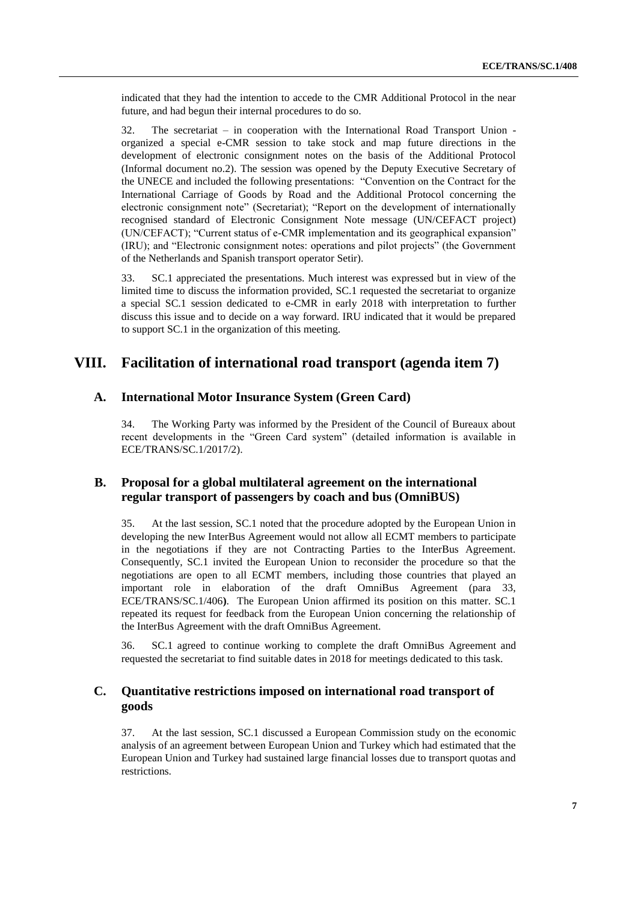indicated that they had the intention to accede to the CMR Additional Protocol in the near future, and had begun their internal procedures to do so.

32. The secretariat – in cooperation with the International Road Transport Union - organized a special e-CMR session to take stock and map future directions in the development of electronic consignment notes on the basis of the Additional Protocol (Informal document no.2). The session was opened by the Deputy Executive Secretary of the UNECE and included the following presentations: "Convention on the Contract for the International Carriage of Goods by Road and the Additional Protocol concerning the electronic consignment note" (Secretariat); "Report on the development of internationally recognised standard of Electronic Consignment Note message (UN/CEFACT project) (UN/CEFACT); "Current status of e-CMR implementation and its geographical expansion" (IRU); and "Electronic consignment notes: operations and pilot projects" (the Government of the Netherlands and Spanish transport operator Setir).

33. SC.1 appreciated the presentations. Much interest was expressed but in view of the limited time to discuss the information provided, SC.1 requested the secretariat to organize a special SC.1 session dedicated to e-CMR in early 2018 with interpretation to further discuss this issue and to decide on a way forward. IRU indicated that it would be prepared to support SC.1 in the organization of this meeting.

# VIII. Facilitation of international road transport (agenda item 7)

## A. International Motor Insurance System (Green Card)

34. The Working Party was informed by the President of the Council of Bureaux about recent developments in the "Green Card system" (detailed information is available in ECE/TRANS/SC.1/2017/2).

## B. Proposal for a global multilateral agreement on the international regular transport of passengers by coach and bus (OmniBUS)

35. At the last session, SC.1 noted that the procedure adopted by the European Union in developing the new InterBus Agreement would not allow all ECMT members to participate in the negotiations if they are not Contracting Parties to the InterBus Agreement. Consequently, SC.1 invited the European Union to reconsider the procedure so that the negotiations are open to all ECMT members, including those countries that played an important role in elaboration of the draft OmniBus Agreement (para 33, ECE/TRANS/SC.1/406**)**. The European Union affirmed its position on this matter. SC.1 repeated its request for feedback from the European Union concerning the relationship of the InterBus Agreement with the draft OmniBus Agreement.

36. SC.1 agreed to continue working to complete the draft OmniBus Agreement and requested the secretariat to find suitable dates in 2018 for meetings dedicated to this task.

## C. Quantitative restrictions imposed on international road transport of goods

37. At the last session, SC.1 discussed a European Commission study on the economic analysis of an agreement between European Union and Turkey which had estimated that the European Union and Turkey had sustained large financial losses due to transport quotas and restrictions.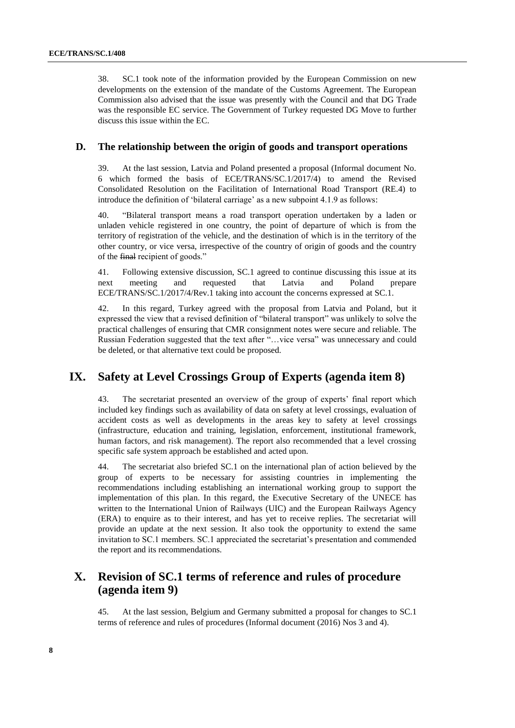38. SC.1 took note of the information provided by the European Commission on new developments on the extension of the mandate of the Customs Agreement. The European Commission also advised that the issue was presently with the Council and that DG Trade was the responsible EC service. The Government of Turkey requested DG Move to further discuss this issue within the EC.

### D. The relationship between the origin of goods and transport operations

39. At the last session, Latvia and Poland presented a proposal (Informal document No. 6 which formed the basis of ECE/TRANS/SC.1/2017/4) to amend the Revised Consolidated Resolution on the Facilitation of International Road Transport (RE.4) to introduce the definition of 'bilateral carriage' as a new subpoint 4.1.9 as follows:

40. "Bilateral transport means a road transport operation undertaken by a laden or unladen vehicle registered in one country, the point of departure of which is from the territory of registration of the vehicle, and the destination of which is in the territory of the other country, or vice versa, irrespective of the country of origin of goods and the country of the ~~final~~ recipient of goods."

41. Following extensive discussion, SC.1 agreed to continue discussing this issue at its next meeting and requested that Latvia and Poland prepare ECE/TRANS/SC.1/2017/4/Rev.1 taking into account the concerns expressed at SC.1.

42. In this regard, Turkey agreed with the proposal from Latvia and Poland, but it expressed the view that a revised definition of "bilateral transport" was unlikely to solve the practical challenges of ensuring that CMR consignment notes were secure and reliable. The Russian Federation suggested that the text after "…vice versa" was unnecessary and could be deleted, or that alternative text could be proposed.

## IX. Safety at Level Crossings Group of Experts (agenda item 8)

43. The secretariat presented an overview of the group of experts' final report which included key findings such as availability of data on safety at level crossings, evaluation of accident costs as well as developments in the areas key to safety at level crossings (infrastructure, education and training, legislation, enforcement, institutional framework, human factors, and risk management). The report also recommended that a level crossing specific safe system approach be established and acted upon.

44. The secretariat also briefed SC.1 on the international plan of action believed by the group of experts to be necessary for assisting countries in implementing the recommendations including establishing an international working group to support the implementation of this plan. In this regard, the Executive Secretary of the UNECE has written to the International Union of Railways (UIC) and the European Railways Agency (ERA) to enquire as to their interest, and has yet to receive replies. The secretariat will provide an update at the next session. It also took the opportunity to extend the same invitation to SC.1 members. SC.1 appreciated the secretariat's presentation and commended the report and its recommendations.

## X. Revision of SC.1 terms of reference and rules of procedure (agenda item 9)

45. At the last session, Belgium and Germany submitted a proposal for changes to SC.1 terms of reference and rules of procedures (Informal document (2016) Nos 3 and 4).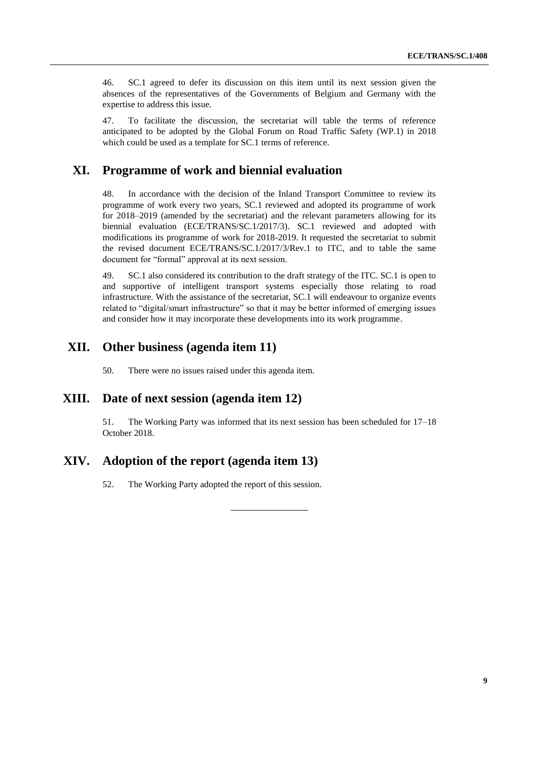46. SC.1 agreed to defer its discussion on this item until its next session given the absences of the representatives of the Governments of Belgium and Germany with the expertise to address this issue.

47. To facilitate the discussion, the secretariat will table the terms of reference anticipated to be adopted by the Global Forum on Road Traffic Safety (WP.1) in 2018 which could be used as a template for SC.1 terms of reference.

## XI. Programme of work and biennial evaluation

48. In accordance with the decision of the Inland Transport Committee to review its programme of work every two years, SC.1 reviewed and adopted its programme of work for 2018–2019 (amended by the secretariat) and the relevant parameters allowing for its biennial evaluation (ECE/TRANS/SC.1/2017/3). SC.1 reviewed and adopted with modifications its programme of work for 2018-2019. It requested the secretariat to submit the revised document ECE/TRANS/SC.1/2017/3/Rev.1 to ITC, and to table the same document for "formal" approval at its next session.

49. SC.1 also considered its contribution to the draft strategy of the ITC. SC.1 is open to and supportive of intelligent transport systems especially those relating to road infrastructure. With the assistance of the secretariat, SC.1 will endeavour to organize events related to "digital/smart infrastructure" so that it may be better informed of emerging issues and consider how it may incorporate these developments into its work programme.

## XII. Other business (agenda item 11)

50. There were no issues raised under this agenda item.

## XIII. Date of next session (agenda item 12)

51. The Working Party was informed that its next session has been scheduled for 17–18 October 2018.

## XIV. Adoption of the report (agenda item 13)

52. The Working Party adopted the report of this session.